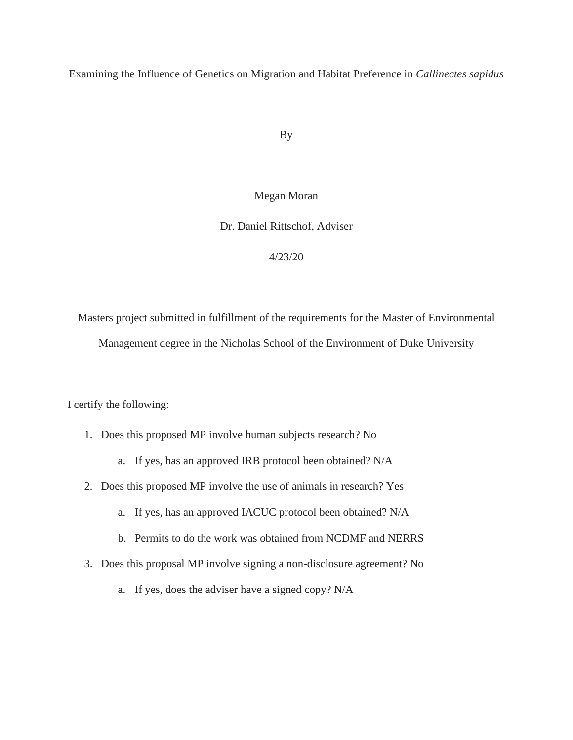# Examining the Influence of Genetics on Migration and Habitat Preference in *Callinectes sapidus*

By

Megan Moran

Dr. Daniel Rittschof, Adviser

4/23/20

Masters project submitted in fulfillment of the requirements for the Master of Environmental Management degree in the Nicholas School of the Environment of Duke University

I certify the following:

1. Does this proposed MP involve human subjects research? No
    a. If yes, has an approved IRB protocol been obtained? N/A
2. Does this proposed MP involve the use of animals in research? Yes
    a. If yes, has an approved IACUC protocol been obtained? N/A
    b. Permits to do the work was obtained from NCDMF and NERRS
3. Does this proposal MP involve signing a non-disclosure agreement? No
    a. If yes, does the adviser have a signed copy? N/A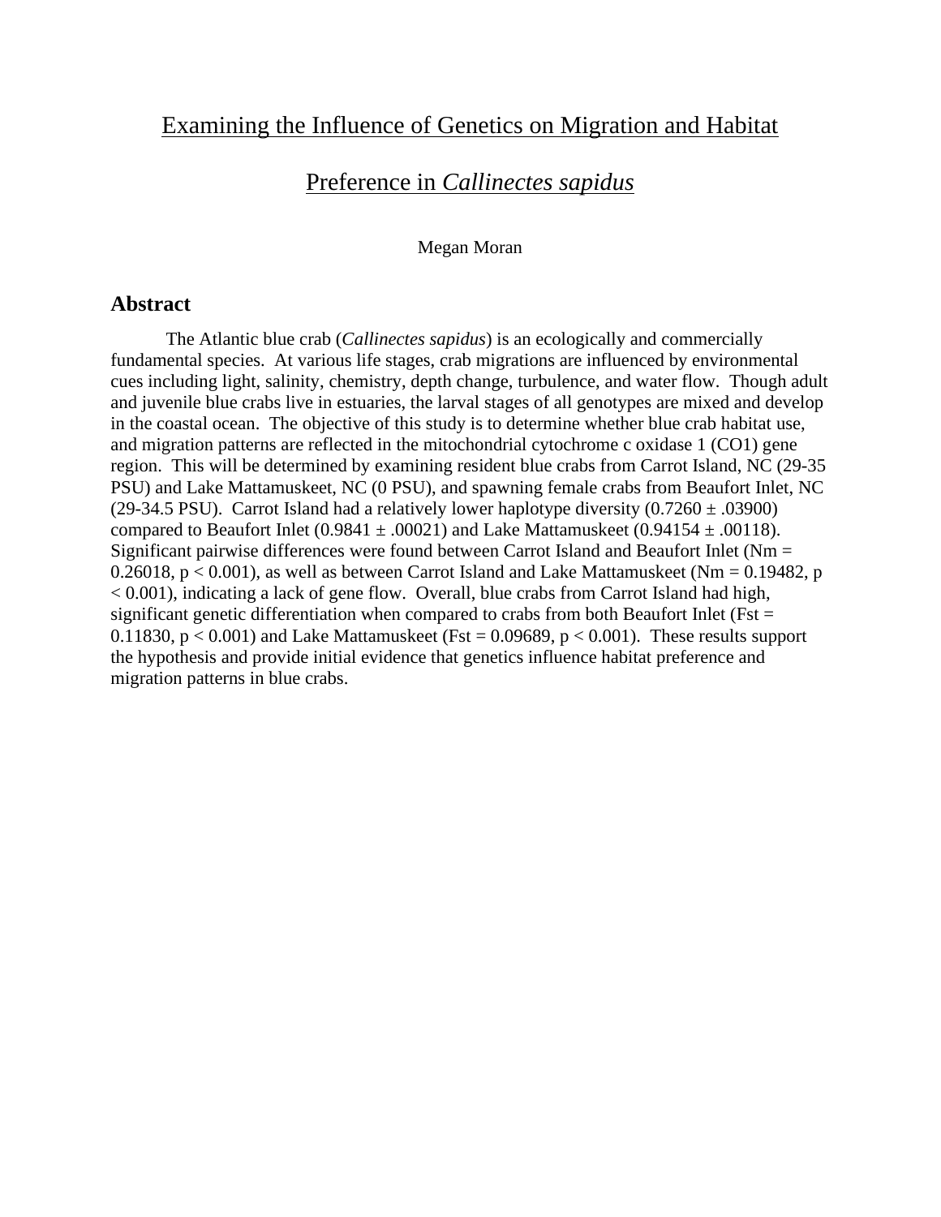# Examining the Influence of Genetics on Migration and Habitat Preference in *Callinectes sapidus*

Megan Moran

## Abstract

The Atlantic blue crab (*Callinectes sapidus*) is an ecologically and commercially fundamental species. At various life stages, crab migrations are influenced by environmental cues including light, salinity, chemistry, depth change, turbulence, and water flow. Though adult and juvenile blue crabs live in estuaries, the larval stages of all genotypes are mixed and develop in the coastal ocean. The objective of this study is to determine whether blue crab habitat use, and migration patterns are reflected in the mitochondrial cytochrome c oxidase 1 (CO1) gene region. This will be determined by examining resident blue crabs from Carrot Island, NC (29-35 PSU) and Lake Mattamuskeet, NC (0 PSU), and spawning female crabs from Beaufort Inlet, NC (29-34.5 PSU). Carrot Island had a relatively lower haplotype diversity ($0.7260 \pm .03900$) compared to Beaufort Inlet ($0.9841 \pm .00021$) and Lake Mattamuskeet ($0.94154 \pm .00118$). Significant pairwise differences were found between Carrot Island and Beaufort Inlet ($Nm = 0.26018$, $p < 0.001$), as well as between Carrot Island and Lake Mattamuskeet ($Nm = 0.19482$, $p < 0.001$), indicating a lack of gene flow. Overall, blue crabs from Carrot Island had high, significant genetic differentiation when compared to crabs from both Beaufort Inlet ($Fst = 0.11830$, $p < 0.001$) and Lake Mattamuskeet ($Fst = 0.09689$, $p < 0.001$). These results support the hypothesis and provide initial evidence that genetics influence habitat preference and migration patterns in blue crabs.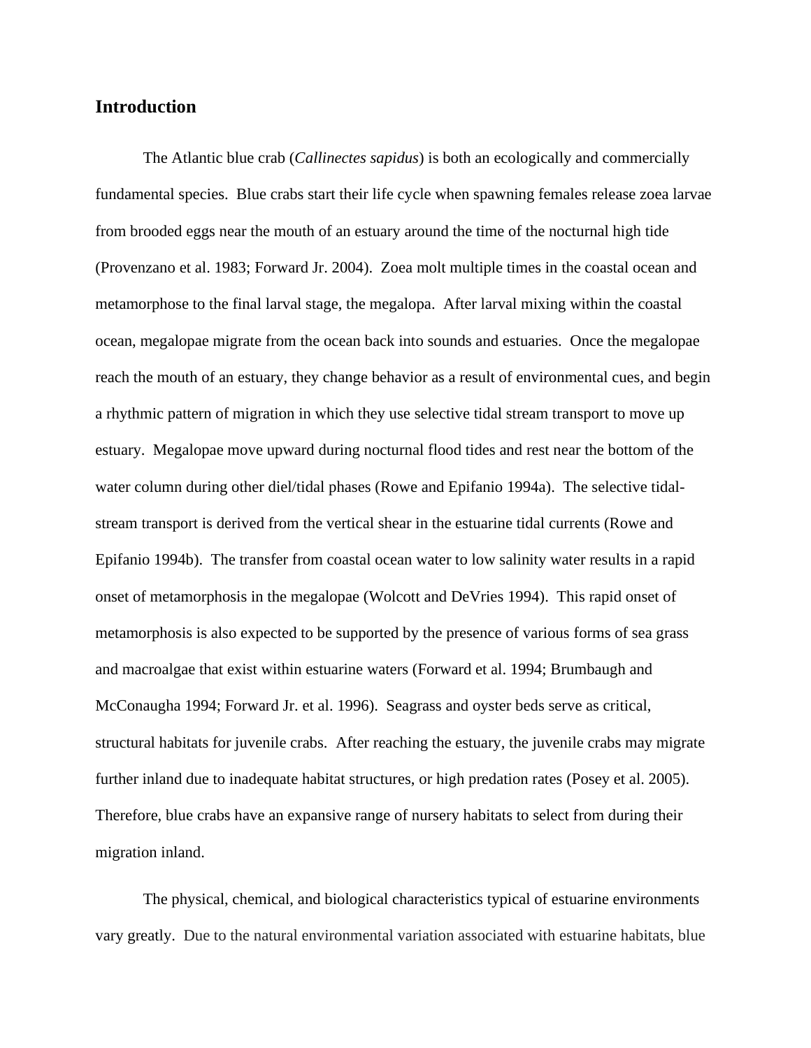## Introduction

The Atlantic blue crab (*Callinectes sapidus*) is both an ecologically and commercially fundamental species. Blue crabs start their life cycle when spawning females release zoea larvae from brooded eggs near the mouth of an estuary around the time of the nocturnal high tide (Provenzano et al. 1983; Forward Jr. 2004). Zoea molt multiple times in the coastal ocean and metamorphose to the final larval stage, the megalopa. After larval mixing within the coastal ocean, megalopae migrate from the ocean back into sounds and estuaries. Once the megalopae reach the mouth of an estuary, they change behavior as a result of environmental cues, and begin a rhythmic pattern of migration in which they use selective tidal stream transport to move up estuary. Megalopae move upward during nocturnal flood tides and rest near the bottom of the water column during other diel/tidal phases (Rowe and Epifanio 1994a). The selective tidal-stream transport is derived from the vertical shear in the estuarine tidal currents (Rowe and Epifanio 1994b). The transfer from coastal ocean water to low salinity water results in a rapid onset of metamorphosis in the megalopae (Wolcott and DeVries 1994). This rapid onset of metamorphosis is also expected to be supported by the presence of various forms of sea grass and macroalgae that exist within estuarine waters (Forward et al. 1994; Brumbaugh and McConaugha 1994; Forward Jr. et al. 1996). Seagrass and oyster beds serve as critical, structural habitats for juvenile crabs. After reaching the estuary, the juvenile crabs may migrate further inland due to inadequate habitat structures, or high predation rates (Posey et al. 2005). Therefore, blue crabs have an expansive range of nursery habitats to select from during their migration inland.

The physical, chemical, and biological characteristics typical of estuarine environments vary greatly. Due to the natural environmental variation associated with estuarine habitats, blue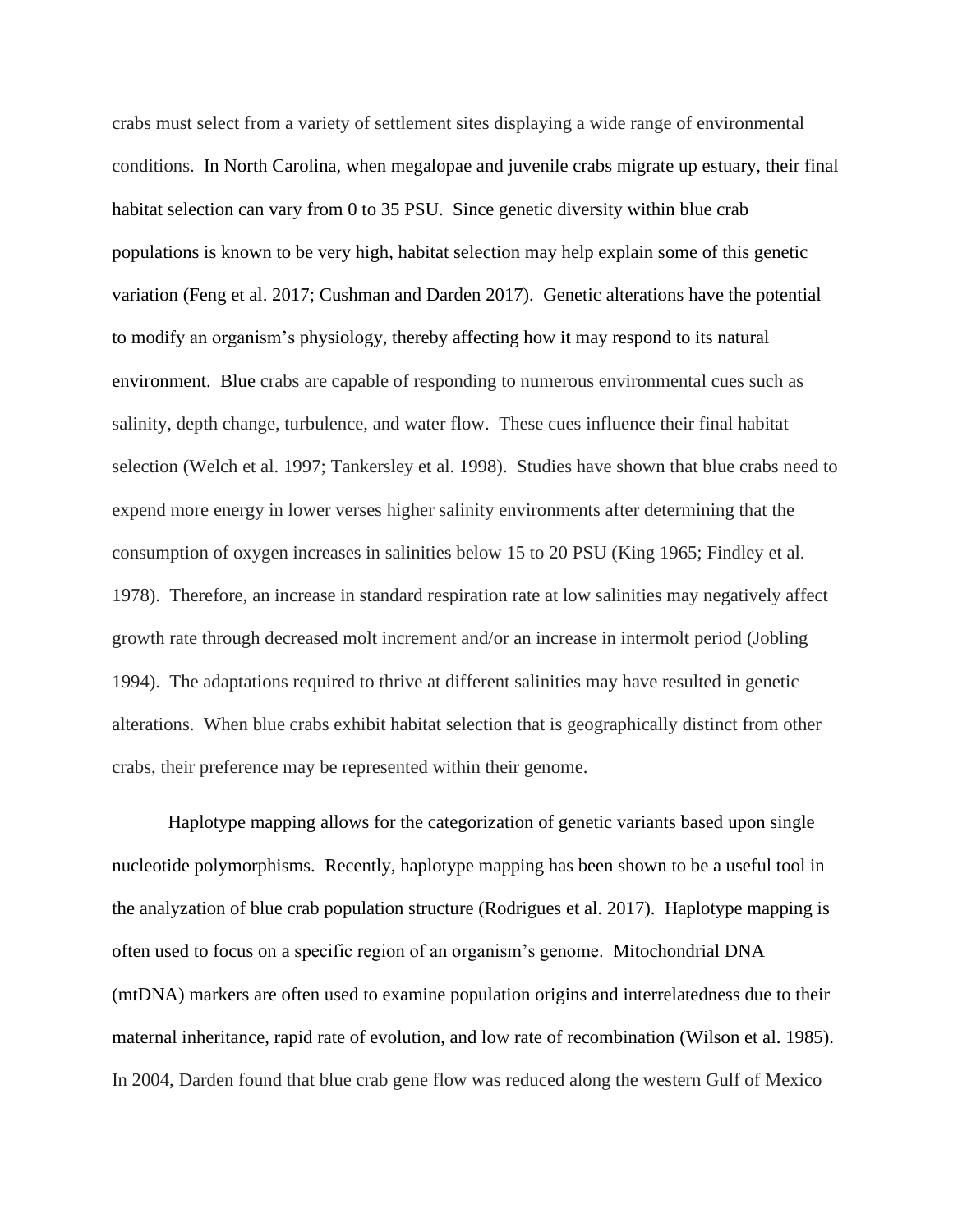crabs must select from a variety of settlement sites displaying a wide range of environmental conditions. In North Carolina, when megalopae and juvenile crabs migrate up estuary, their final habitat selection can vary from 0 to 35 PSU. Since genetic diversity within blue crab populations is known to be very high, habitat selection may help explain some of this genetic variation (Feng et al. 2017; Cushman and Darden 2017). Genetic alterations have the potential to modify an organism's physiology, thereby affecting how it may respond to its natural environment. Blue crabs are capable of responding to numerous environmental cues such as salinity, depth change, turbulence, and water flow. These cues influence their final habitat selection (Welch et al. 1997; Tankersley et al. 1998). Studies have shown that blue crabs need to expend more energy in lower verses higher salinity environments after determining that the consumption of oxygen increases in salinities below 15 to 20 PSU (King 1965; Findley et al. 1978). Therefore, an increase in standard respiration rate at low salinities may negatively affect growth rate through decreased molt increment and/or an increase in intermolt period (Jobling 1994). The adaptations required to thrive at different salinities may have resulted in genetic alterations. When blue crabs exhibit habitat selection that is geographically distinct from other crabs, their preference may be represented within their genome.

Haplotype mapping allows for the categorization of genetic variants based upon single nucleotide polymorphisms. Recently, haplotype mapping has been shown to be a useful tool in the analyzation of blue crab population structure (Rodrigues et al. 2017). Haplotype mapping is often used to focus on a specific region of an organism's genome. Mitochondrial DNA (mtDNA) markers are often used to examine population origins and interrelatedness due to their maternal inheritance, rapid rate of evolution, and low rate of recombination (Wilson et al. 1985). In 2004, Darden found that blue crab gene flow was reduced along the western Gulf of Mexico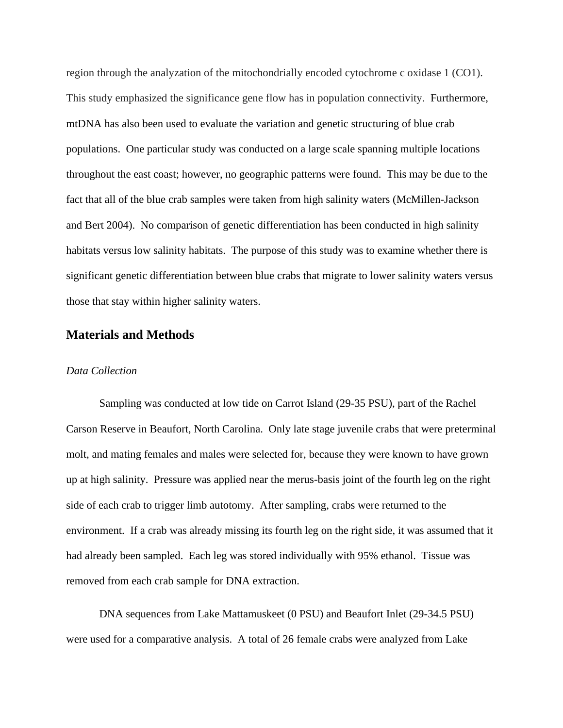region through the analyzation of the mitochondrially encoded cytochrome c oxidase 1 (CO1). This study emphasized the significance gene flow has in population connectivity. Furthermore, mtDNA has also been used to evaluate the variation and genetic structuring of blue crab populations. One particular study was conducted on a large scale spanning multiple locations throughout the east coast; however, no geographic patterns were found. This may be due to the fact that all of the blue crab samples were taken from high salinity waters (McMillen-Jackson and Bert 2004). No comparison of genetic differentiation has been conducted in high salinity habitats versus low salinity habitats. The purpose of this study was to examine whether there is significant genetic differentiation between blue crabs that migrate to lower salinity waters versus those that stay within higher salinity waters.

## Materials and Methods

*Data Collection*

Sampling was conducted at low tide on Carrot Island (29-35 PSU), part of the Rachel Carson Reserve in Beaufort, North Carolina. Only late stage juvenile crabs that were preterminal molt, and mating females and males were selected for, because they were known to have grown up at high salinity. Pressure was applied near the merus-basis joint of the fourth leg on the right side of each crab to trigger limb autotomy. After sampling, crabs were returned to the environment. If a crab was already missing its fourth leg on the right side, it was assumed that it had already been sampled. Each leg was stored individually with 95% ethanol. Tissue was removed from each crab sample for DNA extraction.

DNA sequences from Lake Mattamuskeet (0 PSU) and Beaufort Inlet (29-34.5 PSU) were used for a comparative analysis. A total of 26 female crabs were analyzed from Lake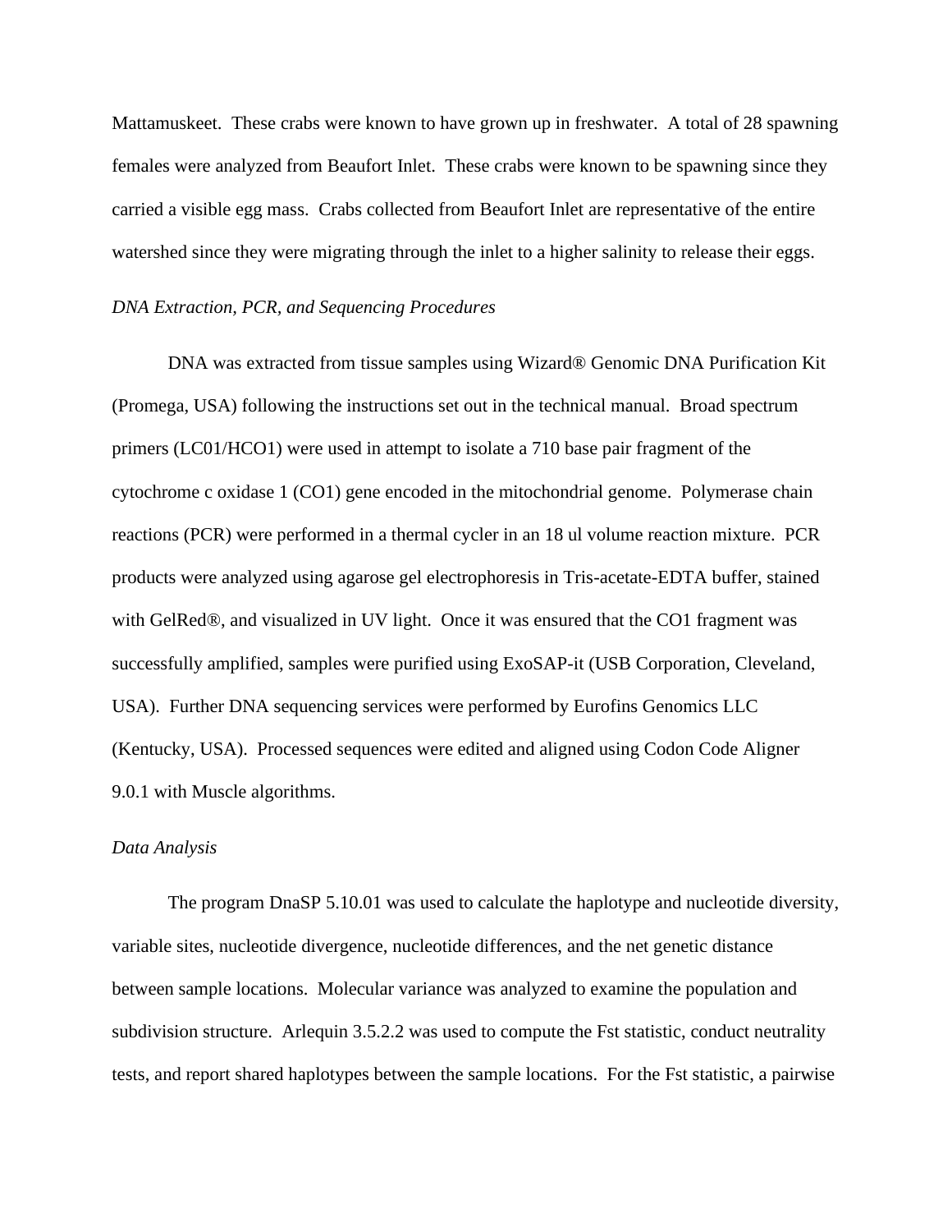Mattamuskeet. These crabs were known to have grown up in freshwater. A total of 28 spawning females were analyzed from Beaufort Inlet. These crabs were known to be spawning since they carried a visible egg mass. Crabs collected from Beaufort Inlet are representative of the entire watershed since they were migrating through the inlet to a higher salinity to release their eggs.

*DNA Extraction, PCR, and Sequencing Procedures*

DNA was extracted from tissue samples using Wizard® Genomic DNA Purification Kit (Promega, USA) following the instructions set out in the technical manual. Broad spectrum primers (LC01/HCO1) were used in attempt to isolate a 710 base pair fragment of the cytochrome c oxidase 1 (CO1) gene encoded in the mitochondrial genome. Polymerase chain reactions (PCR) were performed in a thermal cycler in an 18 ul volume reaction mixture. PCR products were analyzed using agarose gel electrophoresis in Tris-acetate-EDTA buffer, stained with GelRed®, and visualized in UV light. Once it was ensured that the CO1 fragment was successfully amplified, samples were purified using ExoSAP-it (USB Corporation, Cleveland, USA). Further DNA sequencing services were performed by Eurofins Genomics LLC (Kentucky, USA). Processed sequences were edited and aligned using Codon Code Aligner 9.0.1 with Muscle algorithms.

*Data Analysis*

The program DnaSP 5.10.01 was used to calculate the haplotype and nucleotide diversity, variable sites, nucleotide divergence, nucleotide differences, and the net genetic distance between sample locations. Molecular variance was analyzed to examine the population and subdivision structure. Arlequin 3.5.2.2 was used to compute the Fst statistic, conduct neutrality tests, and report shared haplotypes between the sample locations. For the Fst statistic, a pairwise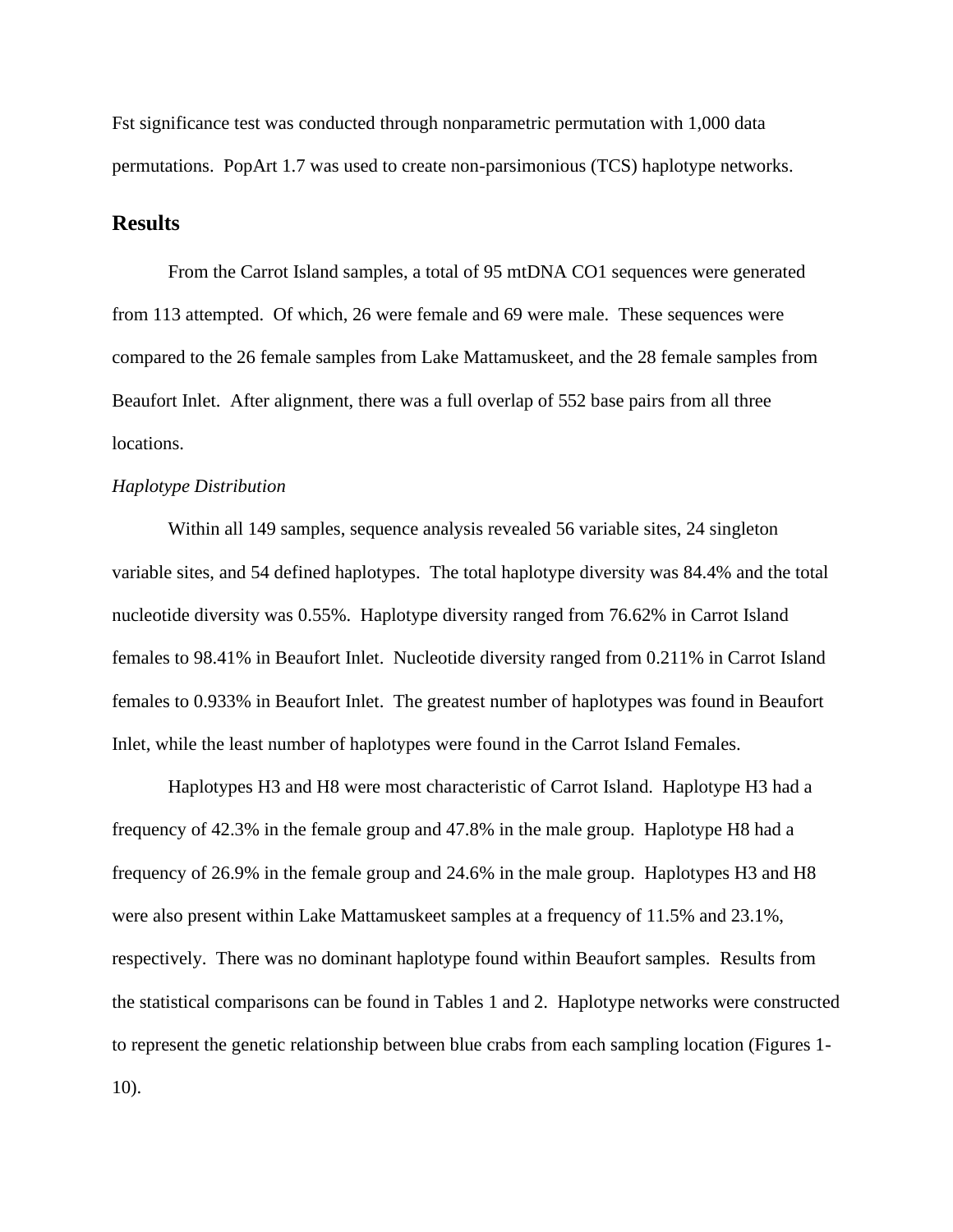Fst significance test was conducted through nonparametric permutation with 1,000 data permutations. PopArt 1.7 was used to create non-parsimonious (TCS) haplotype networks.

## Results

From the Carrot Island samples, a total of 95 mtDNA CO1 sequences were generated from 113 attempted. Of which, 26 were female and 69 were male. These sequences were compared to the 26 female samples from Lake Mattamuskeet, and the 28 female samples from Beaufort Inlet. After alignment, there was a full overlap of 552 base pairs from all three locations.

*Haplotype Distribution*

Within all 149 samples, sequence analysis revealed 56 variable sites, 24 singleton variable sites, and 54 defined haplotypes. The total haplotype diversity was 84.4% and the total nucleotide diversity was 0.55%. Haplotype diversity ranged from 76.62% in Carrot Island females to 98.41% in Beaufort Inlet. Nucleotide diversity ranged from 0.211% in Carrot Island females to 0.933% in Beaufort Inlet. The greatest number of haplotypes was found in Beaufort Inlet, while the least number of haplotypes were found in the Carrot Island Females.

Haplotypes H3 and H8 were most characteristic of Carrot Island. Haplotype H3 had a frequency of 42.3% in the female group and 47.8% in the male group. Haplotype H8 had a frequency of 26.9% in the female group and 24.6% in the male group. Haplotypes H3 and H8 were also present within Lake Mattamuskeet samples at a frequency of 11.5% and 23.1%, respectively. There was no dominant haplotype found within Beaufort samples. Results from the statistical comparisons can be found in Tables 1 and 2. Haplotype networks were constructed to represent the genetic relationship between blue crabs from each sampling location (Figures 1-10).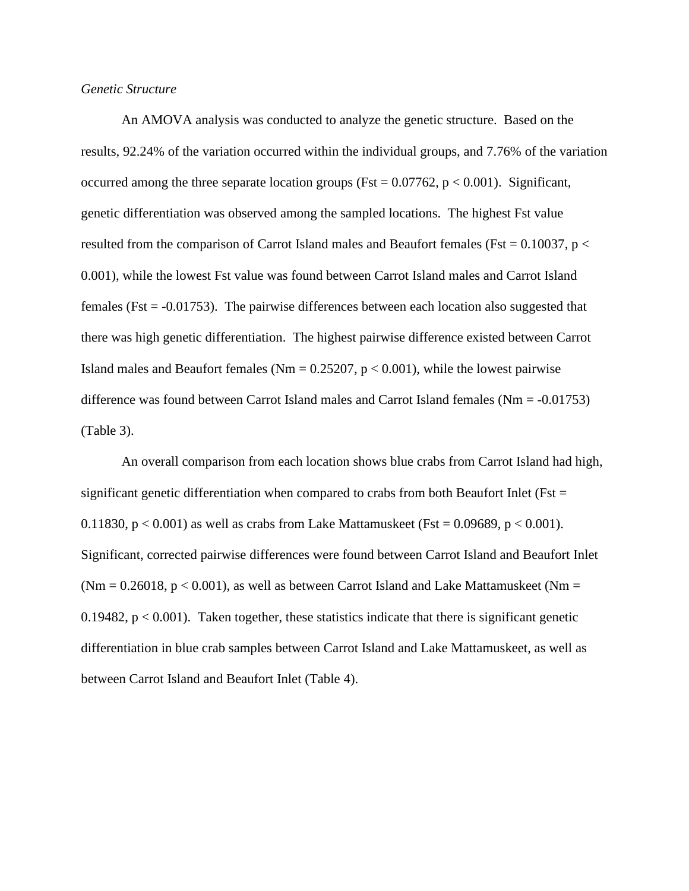*Genetic Structure*

An AMOVA analysis was conducted to analyze the genetic structure. Based on the results, 92.24% of the variation occurred within the individual groups, and 7.76% of the variation occurred among the three separate location groups (Fst = 0.07762, $p < 0.001$). Significant, genetic differentiation was observed among the sampled locations. The highest Fst value resulted from the comparison of Carrot Island males and Beaufort females (Fst = 0.10037, $p < 0.001$), while the lowest Fst value was found between Carrot Island males and Carrot Island females (Fst = -0.01753). The pairwise differences between each location also suggested that there was high genetic differentiation. The highest pairwise difference existed between Carrot Island males and Beaufort females (Nm = 0.25207, $p < 0.001$), while the lowest pairwise difference was found between Carrot Island males and Carrot Island females (Nm = -0.01753) (Table 3).

An overall comparison from each location shows blue crabs from Carrot Island had high, significant genetic differentiation when compared to crabs from both Beaufort Inlet (Fst = 0.11830, $p < 0.001$) as well as crabs from Lake Mattamuskeet (Fst = 0.09689, $p < 0.001$). Significant, corrected pairwise differences were found between Carrot Island and Beaufort Inlet (Nm = 0.26018, $p < 0.001$), as well as between Carrot Island and Lake Mattamuskeet (Nm = 0.19482, $p < 0.001$). Taken together, these statistics indicate that there is significant genetic differentiation in blue crab samples between Carrot Island and Lake Mattamuskeet, as well as between Carrot Island and Beaufort Inlet (Table 4).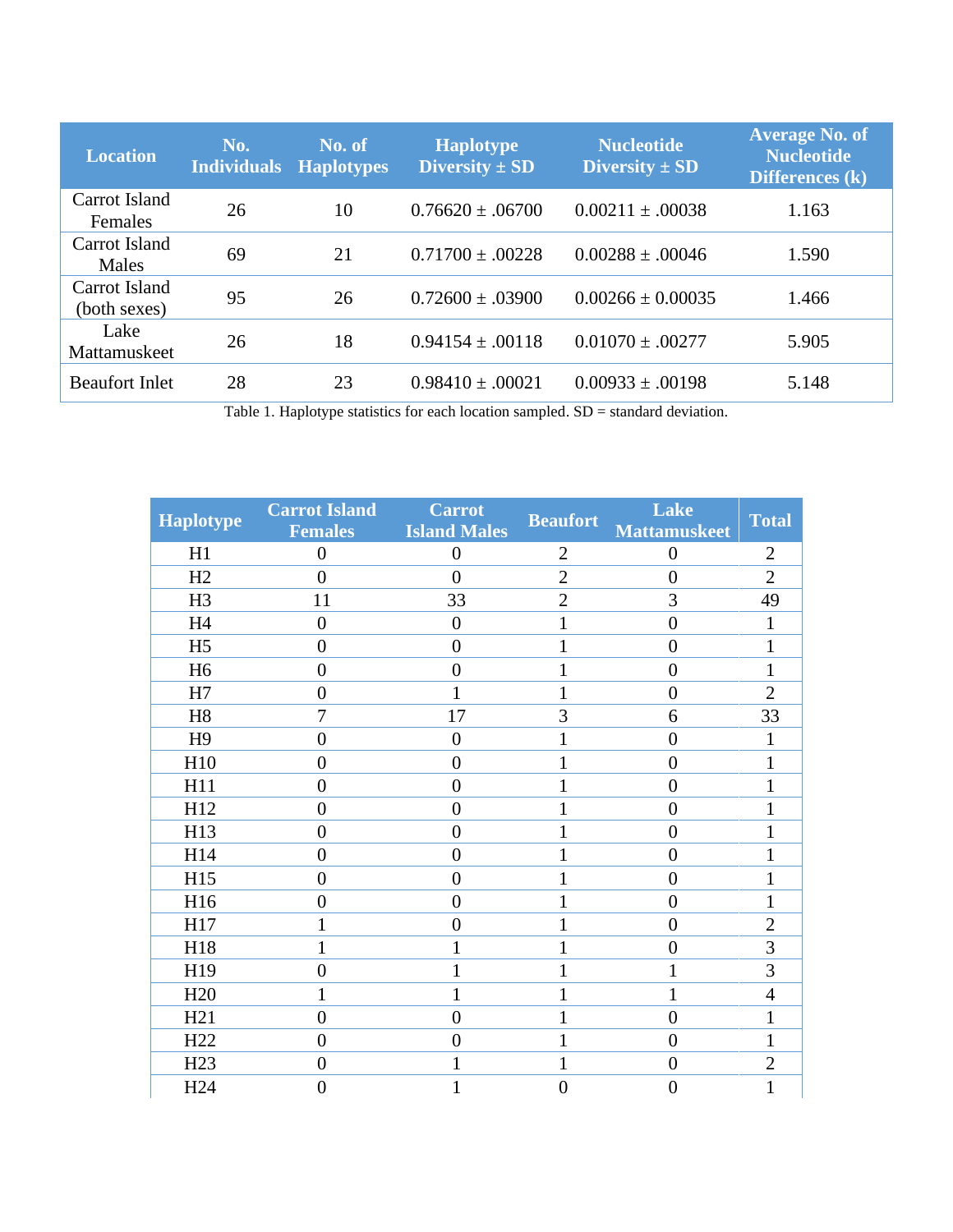| Location | No. Individuals | No. of Haplotypes | Haplotype Diversity ± SD | Nucleotide Diversity ± SD | Average No. of Nucleotide Differences (k) |
|---|---|---|---|---|---|
| Carrot Island Females | 26 | 10 | 0.76620 ± .06700 | 0.00211 ± .00038 | 1.163 |
| Carrot Island Males | 69 | 21 | 0.71700 ± .00228 | 0.00288 ± .00046 | 1.590 |
| Carrot Island (both sexes) | 95 | 26 | 0.72600 ± .03900 | 0.00266 ± 0.00035 | 1.466 |
| Lake Mattamuskeet | 26 | 18 | 0.94154 ± .00118 | 0.01070 ± .00277 | 5.905 |
| Beaufort Inlet | 28 | 23 | 0.98410 ± .00021 | 0.00933 ± .00198 | 5.148 |

Table 1. Haplotype statistics for each location sampled. SD = standard deviation.

| Haplotype | Carrot Island Females | Carrot Island Males | Beaufort | Lake Mattamuskeet | Total |
|---|---|---|---|---|---|
| H1 | 0 | 0 | 2 | 0 | 2 |
| H2 | 0 | 0 | 2 | 0 | 2 |
| H3 | 11 | 33 | 2 | 3 | 49 |
| H4 | 0 | 0 | 1 | 0 | 1 |
| H5 | 0 | 0 | 1 | 0 | 1 |
| H6 | 0 | 0 | 1 | 0 | 1 |
| H7 | 0 | 1 | 1 | 0 | 2 |
| H8 | 7 | 17 | 3 | 6 | 33 |
| H9 | 0 | 0 | 1 | 0 | 1 |
| H10 | 0 | 0 | 1 | 0 | 1 |
| H11 | 0 | 0 | 1 | 0 | 1 |
| H12 | 0 | 0 | 1 | 0 | 1 |
| H13 | 0 | 0 | 1 | 0 | 1 |
| H14 | 0 | 0 | 1 | 0 | 1 |
| H15 | 0 | 0 | 1 | 0 | 1 |
| H16 | 0 | 0 | 1 | 0 | 1 |
| H17 | 1 | 0 | 1 | 0 | 2 |
| H18 | 1 | 1 | 1 | 0 | 3 |
| H19 | 0 | 1 | 1 | 1 | 3 |
| H20 | 1 | 1 | 1 | 1 | 4 |
| H21 | 0 | 0 | 1 | 0 | 1 |
| H22 | 0 | 0 | 1 | 0 | 1 |
| H23 | 0 | 1 | 1 | 0 | 2 |
| H24 | 0 | 1 | 0 | 0 | 1 |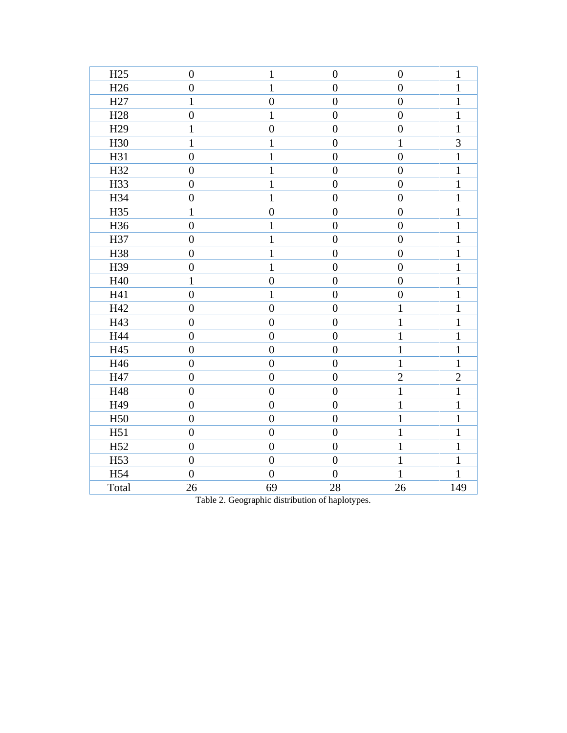| | | | | | |
|---|---|---|---|---|---|
| H25 | 0 | 1 | 0 | 0 | 1 |
| H26 | 0 | 1 | 0 | 0 | 1 |
| H27 | 1 | 0 | 0 | 0 | 1 |
| H28 | 0 | 1 | 0 | 0 | 1 |
| H29 | 1 | 0 | 0 | 0 | 1 |
| H30 | 1 | 1 | 0 | 1 | 3 |
| H31 | 0 | 1 | 0 | 0 | 1 |
| H32 | 0 | 1 | 0 | 0 | 1 |
| H33 | 0 | 1 | 0 | 0 | 1 |
| H34 | 0 | 1 | 0 | 0 | 1 |
| H35 | 1 | 0 | 0 | 0 | 1 |
| H36 | 0 | 1 | 0 | 0 | 1 |
| H37 | 0 | 1 | 0 | 0 | 1 |
| H38 | 0 | 1 | 0 | 0 | 1 |
| H39 | 0 | 1 | 0 | 0 | 1 |
| H40 | 1 | 0 | 0 | 0 | 1 |
| H41 | 0 | 1 | 0 | 0 | 1 |
| H42 | 0 | 0 | 0 | 1 | 1 |
| H43 | 0 | 0 | 0 | 1 | 1 |
| H44 | 0 | 0 | 0 | 1 | 1 |
| H45 | 0 | 0 | 0 | 1 | 1 |
| H46 | 0 | 0 | 0 | 1 | 1 |
| H47 | 0 | 0 | 0 | 2 | 2 |
| H48 | 0 | 0 | 0 | 1 | 1 |
| H49 | 0 | 0 | 0 | 1 | 1 |
| H50 | 0 | 0 | 0 | 1 | 1 |
| H51 | 0 | 0 | 0 | 1 | 1 |
| H52 | 0 | 0 | 0 | 1 | 1 |
| H53 | 0 | 0 | 0 | 1 | 1 |
| H54 | 0 | 0 | 0 | 1 | 1 |
| Total | 26 | 69 | 28 | 26 | 149 |

Table 2. Geographic distribution of haplotypes.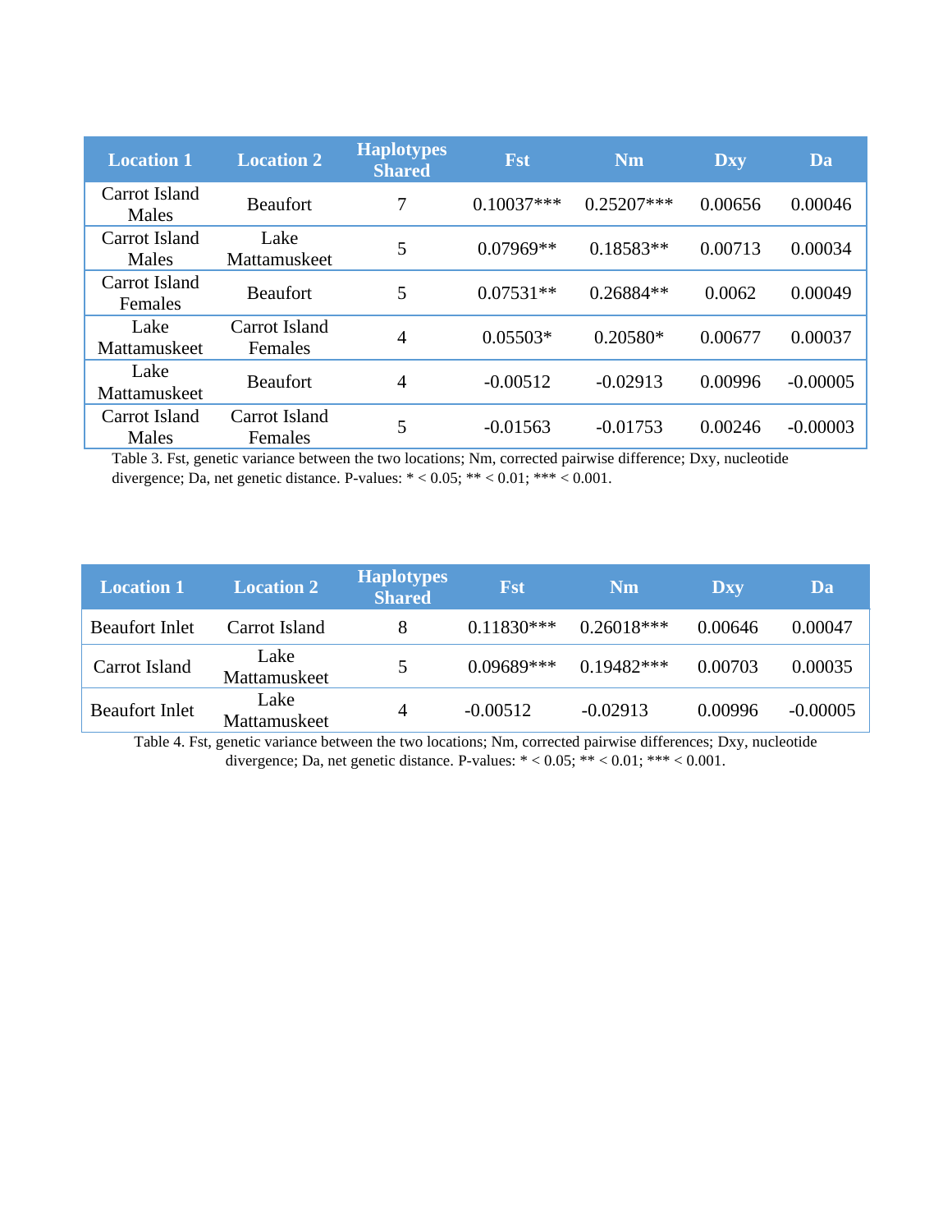| Location 1 | Location 2 | Haplotypes Shared | Fst | Nm | Dxy | Da |
|---|---|---|---|---|---|---|
| Carrot Island Males | Beaufort | 7 | 0.10037*** | 0.25207*** | 0.00656 | 0.00046 |
| Carrot Island Males | Lake Mattamuskeet | 5 | 0.07969** | 0.18583** | 0.00713 | 0.00034 |
| Carrot Island Females | Beaufort | 5 | 0.07531** | 0.26884** | 0.0062 | 0.00049 |
| Lake Mattamuskeet | Carrot Island Females | 4 | 0.05503* | 0.20580* | 0.00677 | 0.00037 |
| Lake Mattamuskeet | Beaufort | 4 | -0.00512 | -0.02913 | 0.00996 | -0.00005 |
| Carrot Island Males | Carrot Island Females | 5 | -0.01563 | -0.01753 | 0.00246 | -0.00003 |

Table 3. Fst, genetic variance between the two locations; Nm, corrected pairwise difference; Dxy, nucleotide divergence; Da, net genetic distance. P-values: * < 0.05; ** < 0.01; *** < 0.001.

| Location 1 | Location 2 | Haplotypes Shared | Fst | Nm | Dxy | Da |
|---|---|---|---|---|---|---|
| Beaufort Inlet | Carrot Island | 8 | 0.11830*** | 0.26018*** | 0.00646 | 0.00047 |
| Carrot Island | Lake Mattamuskeet | 5 | 0.09689*** | 0.19482*** | 0.00703 | 0.00035 |
| Beaufort Inlet | Lake Mattamuskeet | 4 | -0.00512 | -0.02913 | 0.00996 | -0.00005 |

Table 4. Fst, genetic variance between the two locations; Nm, corrected pairwise differences; Dxy, nucleotide divergence; Da, net genetic distance. P-values: * < 0.05; ** < 0.01; *** < 0.001.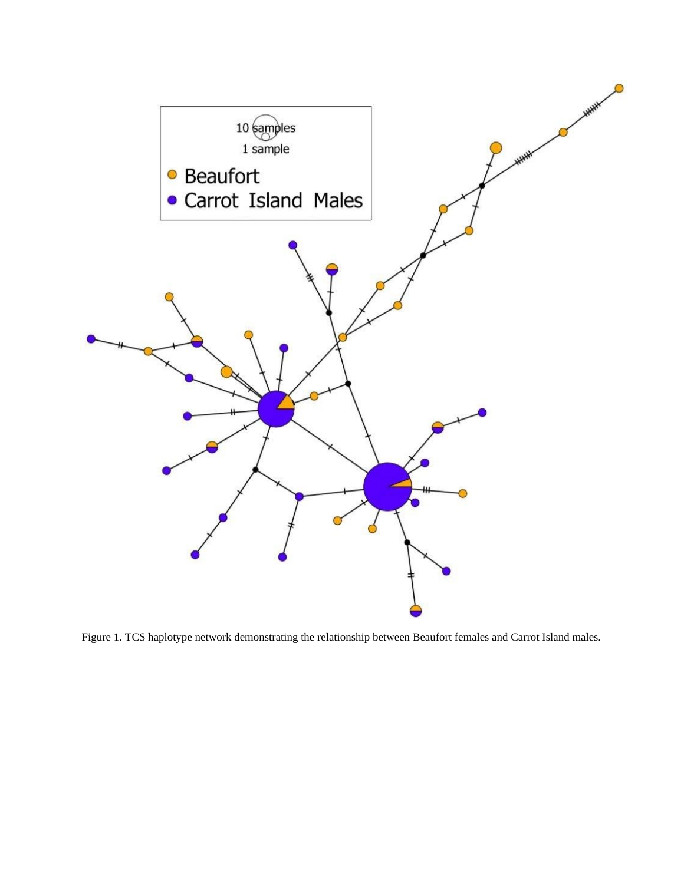Figure 1. TCS haplotype network demonstrating the relationship between Beaufort females and Carrot Island males.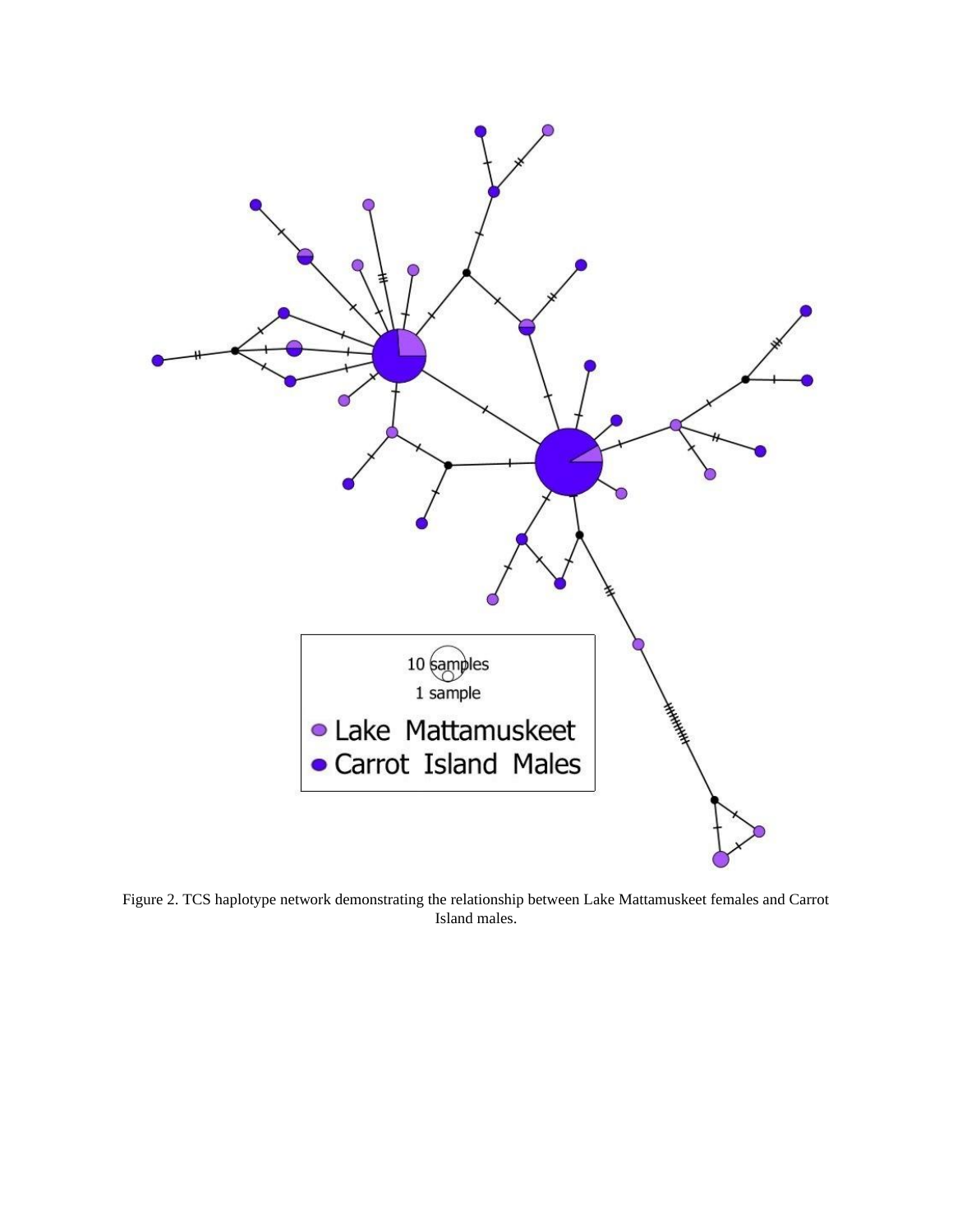Figure 2. TCS haplotype network demonstrating the relationship between Lake Mattamuskeet females and Carrot Island males.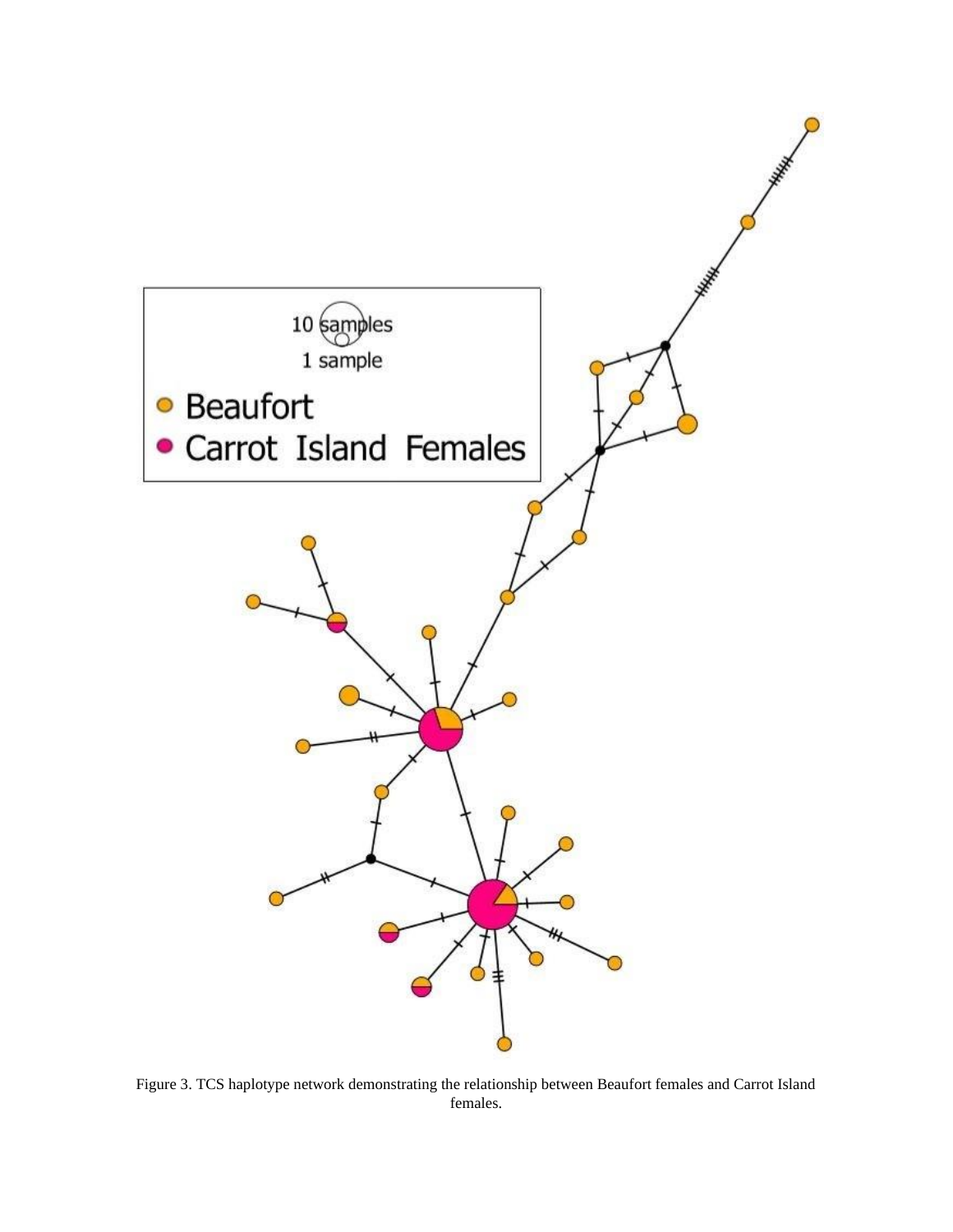Figure 3. TCS haplotype network demonstrating the relationship between Beaufort females and Carrot Island females.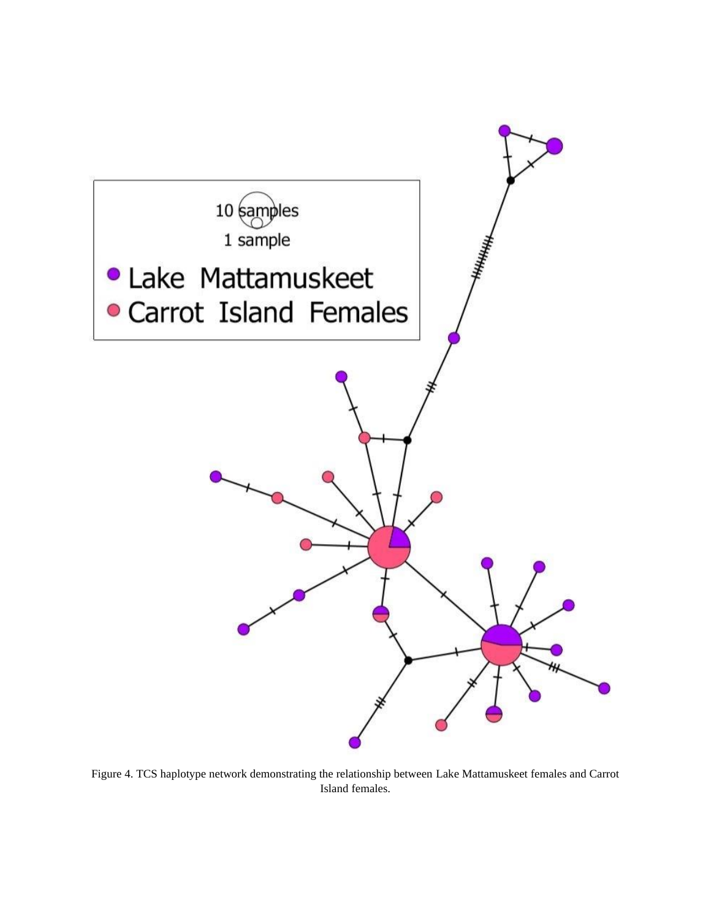Figure 4. TCS haplotype network demonstrating the relationship between Lake Mattamuskeet females and Carrot Island females.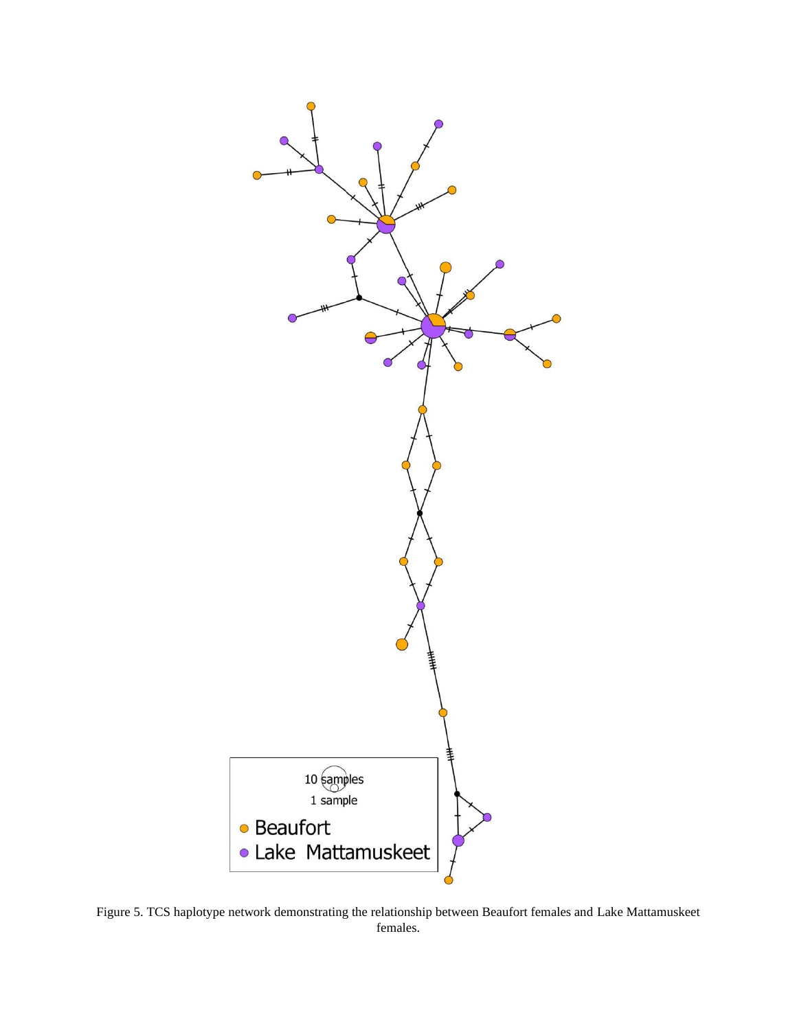Figure 5. TCS haplotype network demonstrating the relationship between Beaufort females and Lake Mattamuskeet females.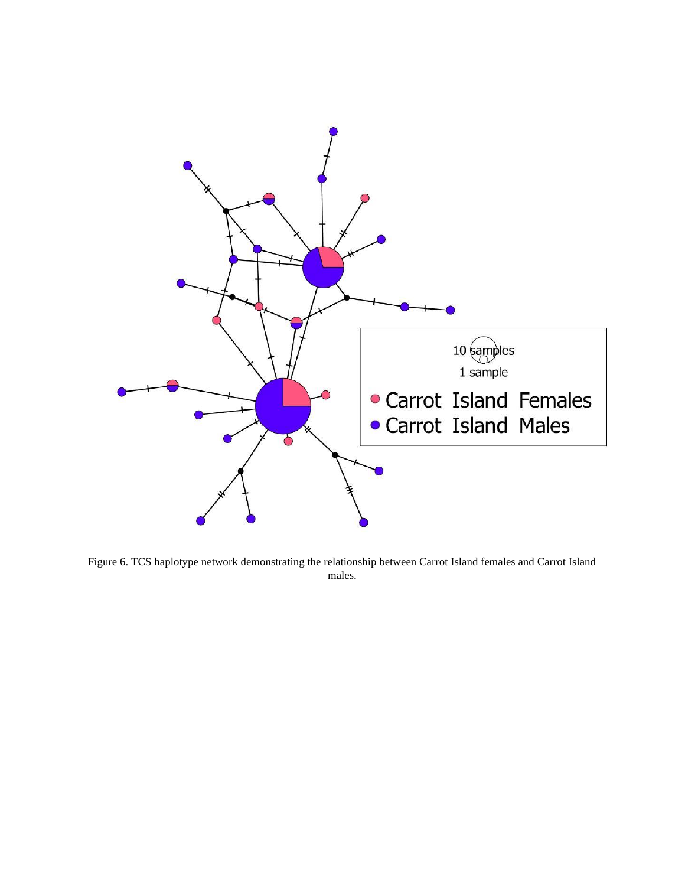Figure 6. TCS haplotype network demonstrating the relationship between Carrot Island females and Carrot Island males.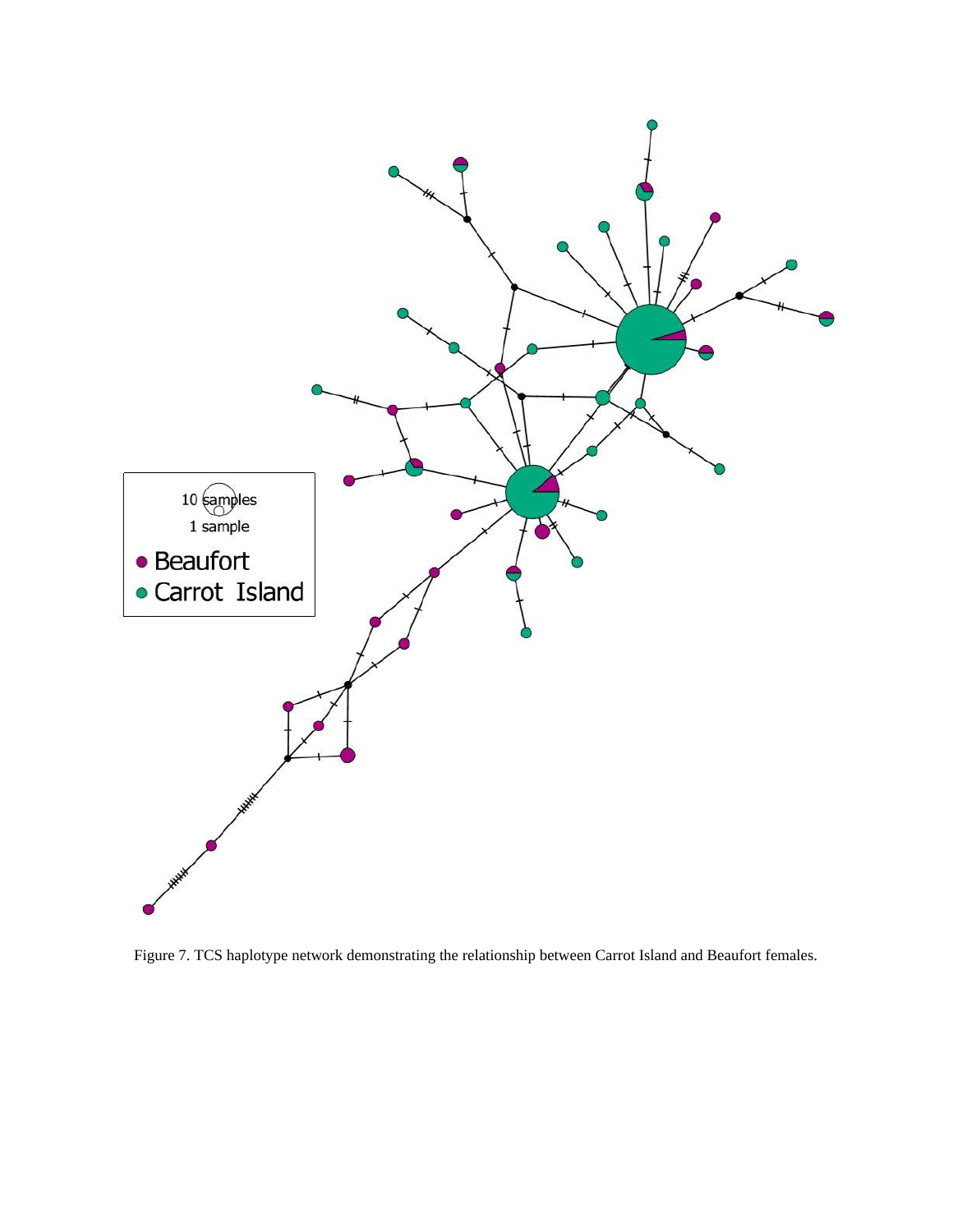Figure 7. TCS haplotype network demonstrating the relationship between Carrot Island and Beaufort females.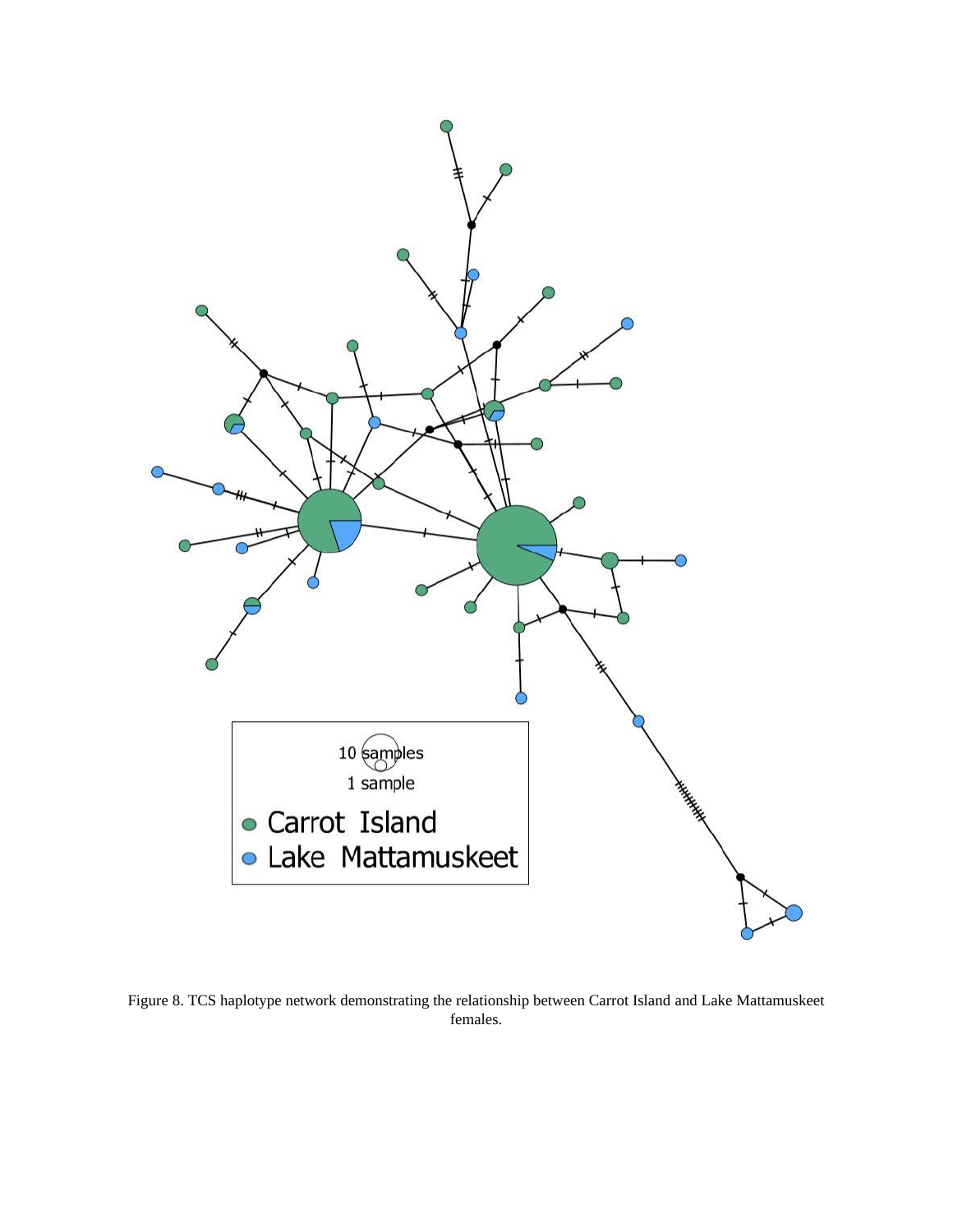Figure 8. TCS haplotype network demonstrating the relationship between Carrot Island and Lake Mattamuskeet females.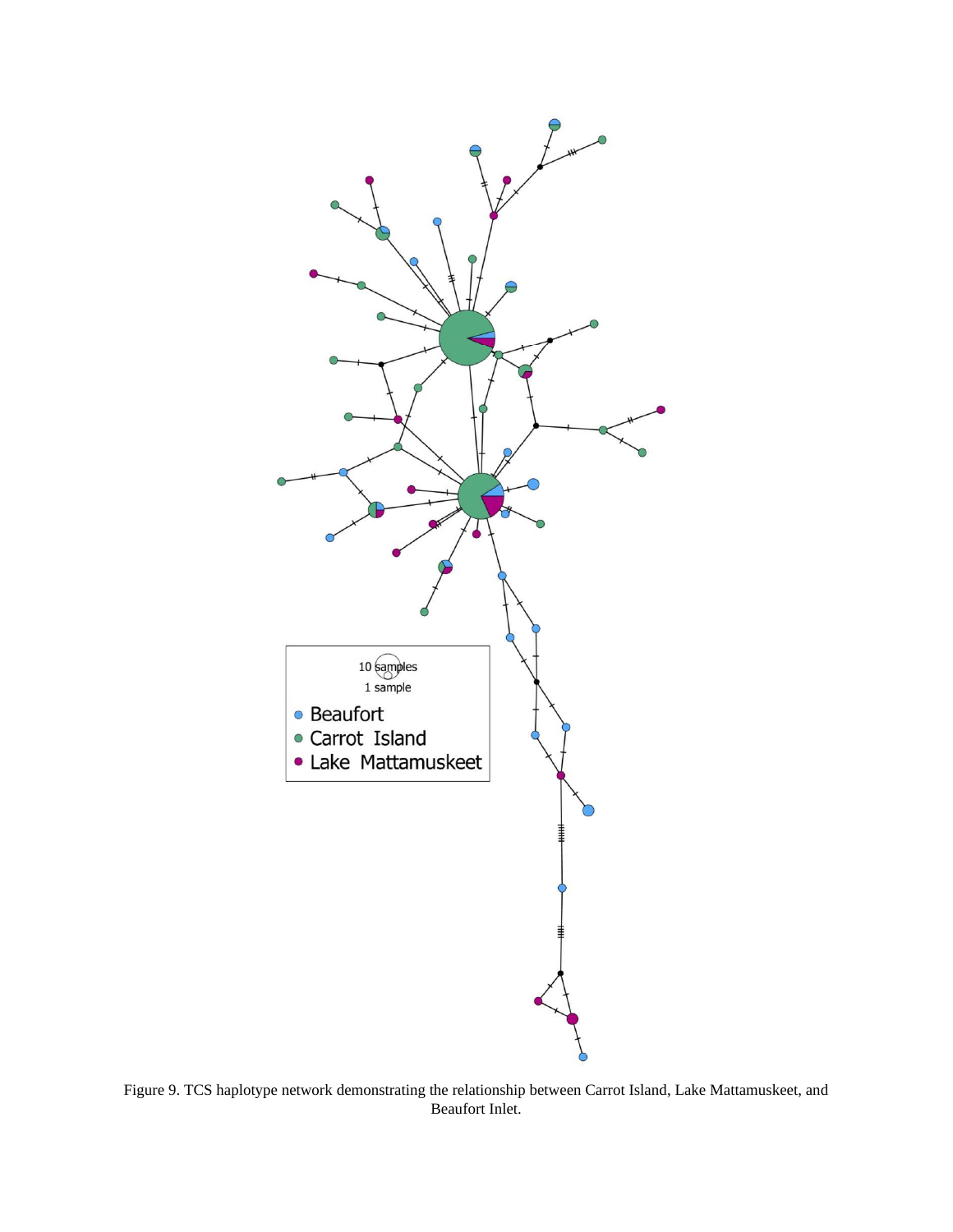Figure 9. TCS haplotype network demonstrating the relationship between Carrot Island, Lake Mattamuskeet, and Beaufort Inlet.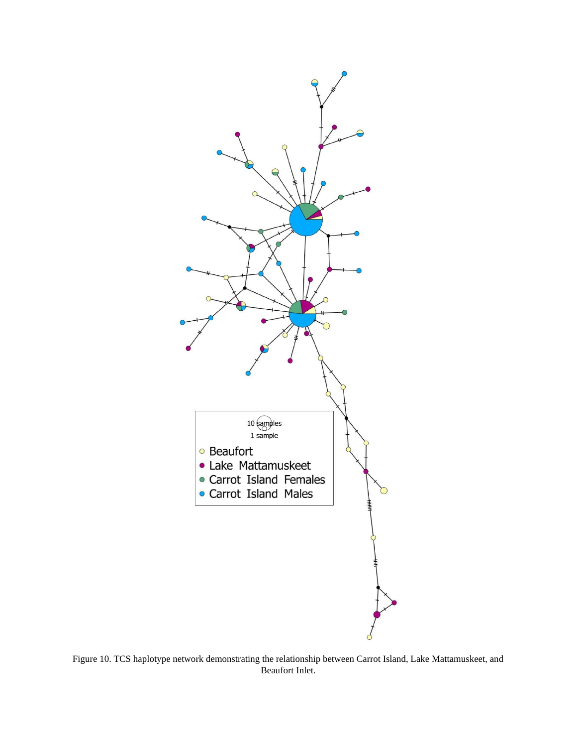Figure 10. TCS haplotype network demonstrating the relationship between Carrot Island, Lake Mattamuskeet, and Beaufort Inlet.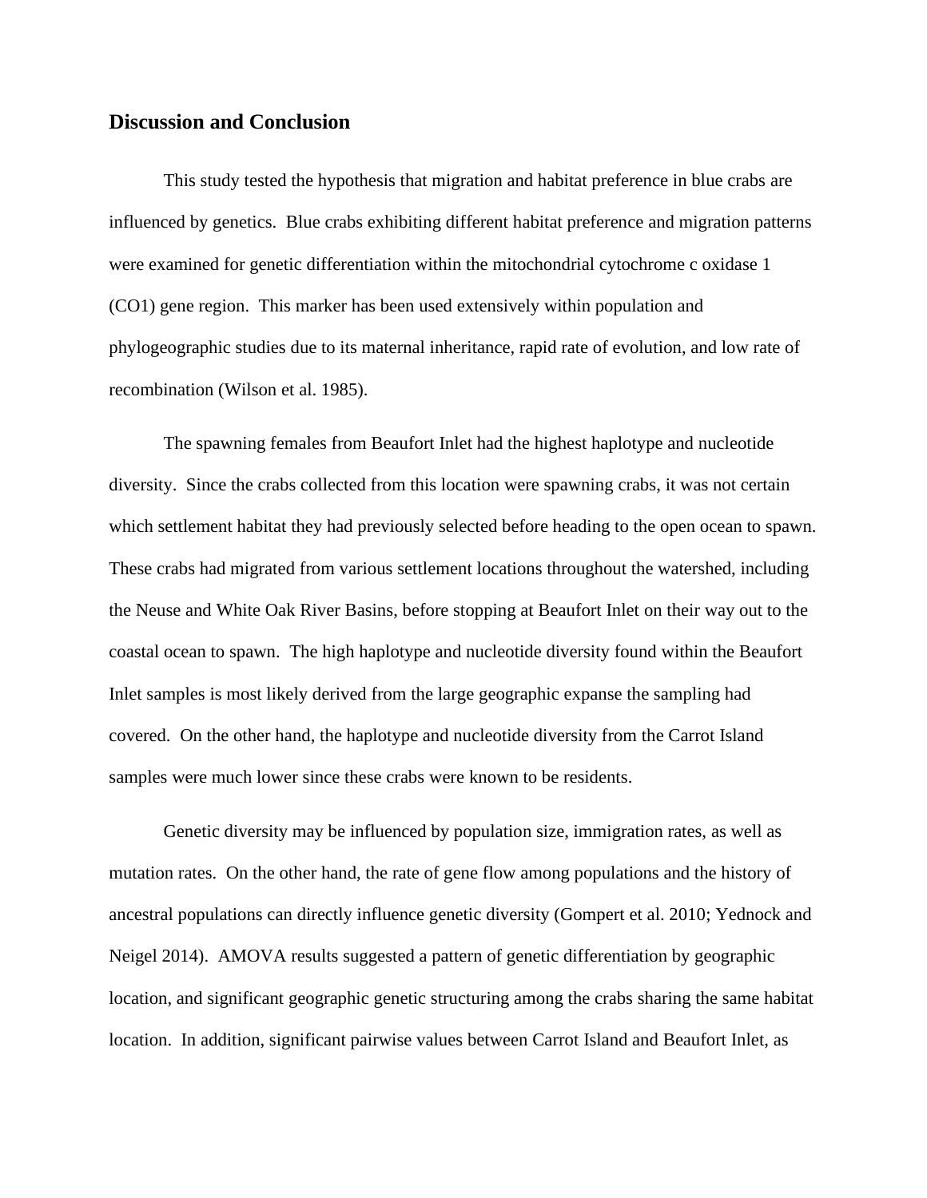## Discussion and Conclusion

This study tested the hypothesis that migration and habitat preference in blue crabs are influenced by genetics. Blue crabs exhibiting different habitat preference and migration patterns were examined for genetic differentiation within the mitochondrial cytochrome c oxidase 1 (CO1) gene region. This marker has been used extensively within population and phylogeographic studies due to its maternal inheritance, rapid rate of evolution, and low rate of recombination (Wilson et al. 1985).

The spawning females from Beaufort Inlet had the highest haplotype and nucleotide diversity. Since the crabs collected from this location were spawning crabs, it was not certain which settlement habitat they had previously selected before heading to the open ocean to spawn. These crabs had migrated from various settlement locations throughout the watershed, including the Neuse and White Oak River Basins, before stopping at Beaufort Inlet on their way out to the coastal ocean to spawn. The high haplotype and nucleotide diversity found within the Beaufort Inlet samples is most likely derived from the large geographic expanse the sampling had covered. On the other hand, the haplotype and nucleotide diversity from the Carrot Island samples were much lower since these crabs were known to be residents.

Genetic diversity may be influenced by population size, immigration rates, as well as mutation rates. On the other hand, the rate of gene flow among populations and the history of ancestral populations can directly influence genetic diversity (Gompert et al. 2010; Yednock and Neigel 2014). AMOVA results suggested a pattern of genetic differentiation by geographic location, and significant geographic genetic structuring among the crabs sharing the same habitat location. In addition, significant pairwise values between Carrot Island and Beaufort Inlet, as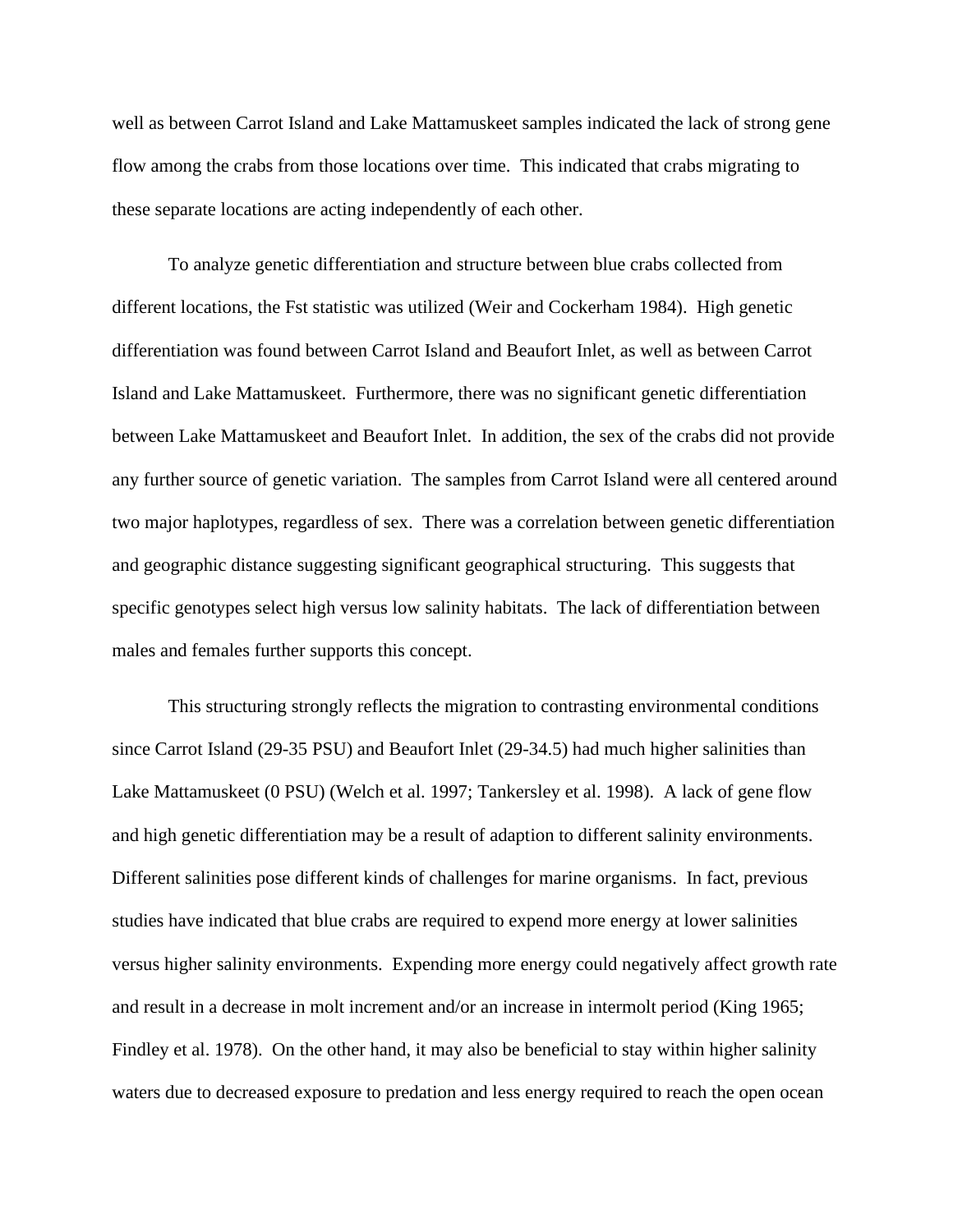well as between Carrot Island and Lake Mattamuskeet samples indicated the lack of strong gene flow among the crabs from those locations over time. This indicated that crabs migrating to these separate locations are acting independently of each other.

To analyze genetic differentiation and structure between blue crabs collected from different locations, the Fst statistic was utilized (Weir and Cockerham 1984). High genetic differentiation was found between Carrot Island and Beaufort Inlet, as well as between Carrot Island and Lake Mattamuskeet. Furthermore, there was no significant genetic differentiation between Lake Mattamuskeet and Beaufort Inlet. In addition, the sex of the crabs did not provide any further source of genetic variation. The samples from Carrot Island were all centered around two major haplotypes, regardless of sex. There was a correlation between genetic differentiation and geographic distance suggesting significant geographical structuring. This suggests that specific genotypes select high versus low salinity habitats. The lack of differentiation between males and females further supports this concept.

This structuring strongly reflects the migration to contrasting environmental conditions since Carrot Island (29-35 PSU) and Beaufort Inlet (29-34.5) had much higher salinities than Lake Mattamuskeet (0 PSU) (Welch et al. 1997; Tankersley et al. 1998). A lack of gene flow and high genetic differentiation may be a result of adaption to different salinity environments. Different salinities pose different kinds of challenges for marine organisms. In fact, previous studies have indicated that blue crabs are required to expend more energy at lower salinities versus higher salinity environments. Expending more energy could negatively affect growth rate and result in a decrease in molt increment and/or an increase in intermolt period (King 1965; Findley et al. 1978). On the other hand, it may also be beneficial to stay within higher salinity waters due to decreased exposure to predation and less energy required to reach the open ocean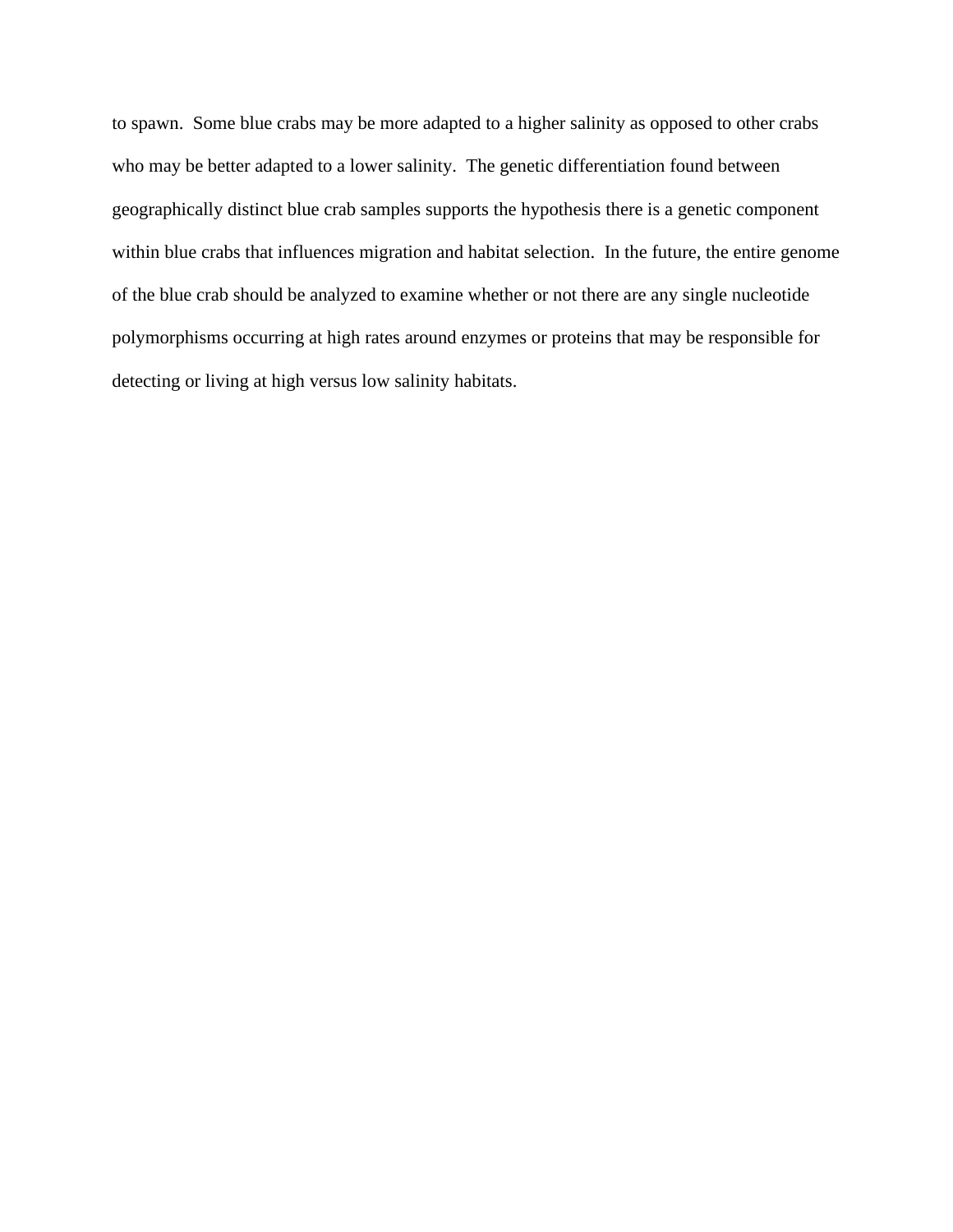to spawn. Some blue crabs may be more adapted to a higher salinity as opposed to other crabs who may be better adapted to a lower salinity. The genetic differentiation found between geographically distinct blue crab samples supports the hypothesis there is a genetic component within blue crabs that influences migration and habitat selection. In the future, the entire genome of the blue crab should be analyzed to examine whether or not there are any single nucleotide polymorphisms occurring at high rates around enzymes or proteins that may be responsible for detecting or living at high versus low salinity habitats.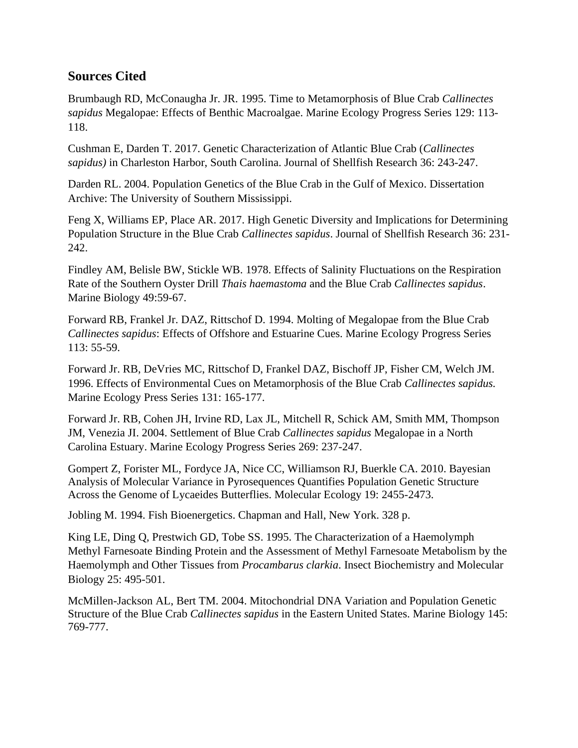## Sources Cited

Brumbaugh RD, McConaugha Jr. JR. 1995. Time to Metamorphosis of Blue Crab *Callinectes sapidus* Megalopae: Effects of Benthic Macroalgae. Marine Ecology Progress Series 129: 113-118.

Cushman E, Darden T. 2017. Genetic Characterization of Atlantic Blue Crab (*Callinectes sapidus)* in Charleston Harbor, South Carolina. Journal of Shellfish Research 36: 243-247.

Darden RL. 2004. Population Genetics of the Blue Crab in the Gulf of Mexico. Dissertation Archive: The University of Southern Mississippi.

Feng X, Williams EP, Place AR. 2017. High Genetic Diversity and Implications for Determining Population Structure in the Blue Crab *Callinectes sapidus*. Journal of Shellfish Research 36: 231-242.

Findley AM, Belisle BW, Stickle WB. 1978. Effects of Salinity Fluctuations on the Respiration Rate of the Southern Oyster Drill *Thais haemastoma* and the Blue Crab *Callinectes sapidus*. Marine Biology 49:59-67.

Forward RB, Frankel Jr. DAZ, Rittschof D. 1994. Molting of Megalopae from the Blue Crab *Callinectes sapidus*: Effects of Offshore and Estuarine Cues. Marine Ecology Progress Series 113: 55-59.

Forward Jr. RB, DeVries MC, Rittschof D, Frankel DAZ, Bischoff JP, Fisher CM, Welch JM. 1996. Effects of Environmental Cues on Metamorphosis of the Blue Crab *Callinectes sapidus.* Marine Ecology Press Series 131: 165-177.

Forward Jr. RB, Cohen JH, Irvine RD, Lax JL, Mitchell R, Schick AM, Smith MM, Thompson JM, Venezia JI. 2004. Settlement of Blue Crab *Callinectes sapidus* Megalopae in a North Carolina Estuary. Marine Ecology Progress Series 269: 237-247.

Gompert Z, Forister ML, Fordyce JA, Nice CC, Williamson RJ, Buerkle CA. 2010. Bayesian Analysis of Molecular Variance in Pyrosequences Quantifies Population Genetic Structure Across the Genome of Lycaeides Butterflies. Molecular Ecology 19: 2455-2473.

Jobling M. 1994. Fish Bioenergetics. Chapman and Hall, New York. 328 p.

King LE, Ding Q, Prestwich GD, Tobe SS. 1995. The Characterization of a Haemolymph Methyl Farnesoate Binding Protein and the Assessment of Methyl Farnesoate Metabolism by the Haemolymph and Other Tissues from *Procambarus clarkia*. Insect Biochemistry and Molecular Biology 25: 495-501.

McMillen-Jackson AL, Bert TM. 2004. Mitochondrial DNA Variation and Population Genetic Structure of the Blue Crab *Callinectes sapidus* in the Eastern United States. Marine Biology 145: 769-777.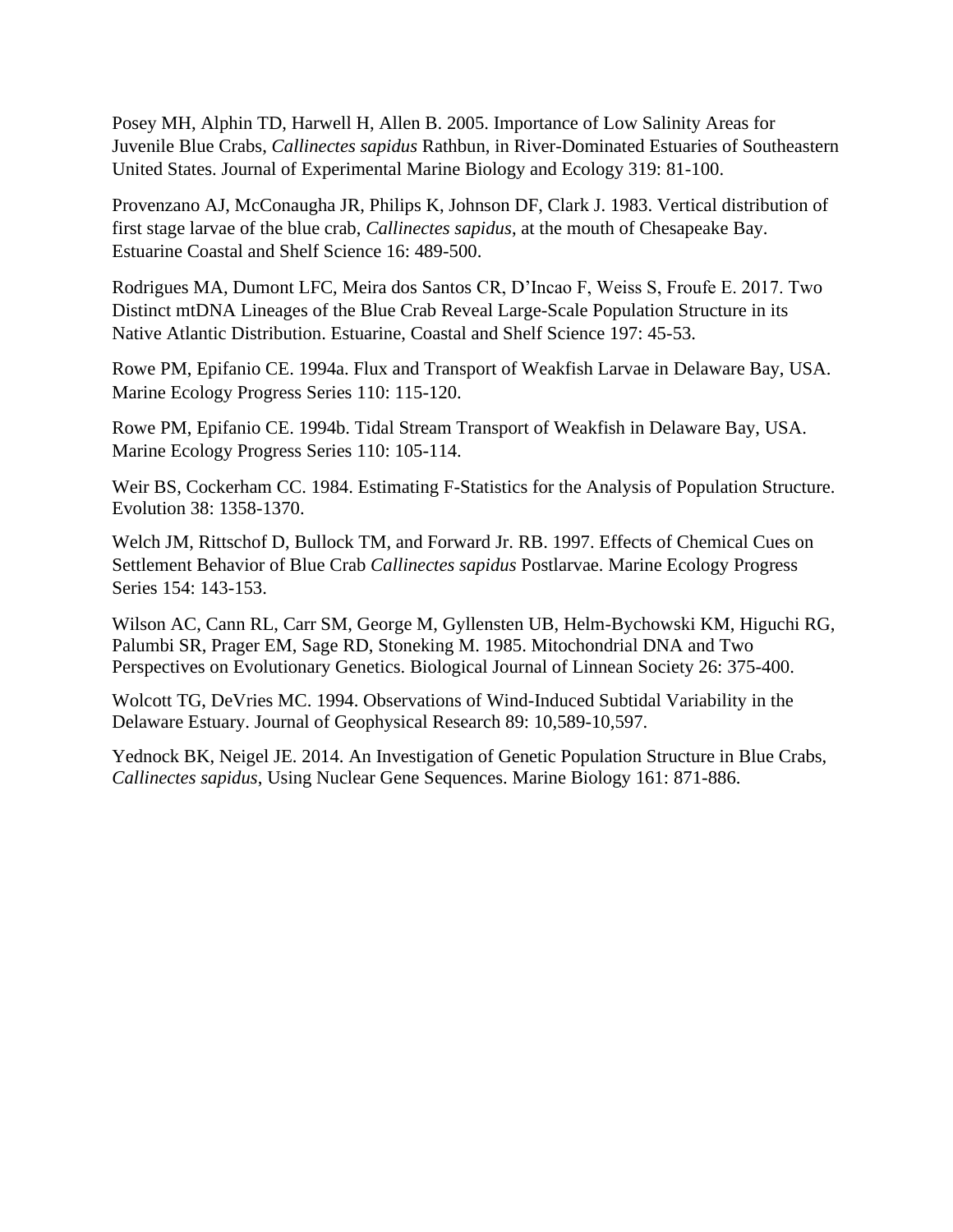Posey MH, Alphin TD, Harwell H, Allen B. 2005. Importance of Low Salinity Areas for Juvenile Blue Crabs, *Callinectes sapidus* Rathbun, in River-Dominated Estuaries of Southeastern United States. Journal of Experimental Marine Biology and Ecology 319: 81-100.

Provenzano AJ, McConaugha JR, Philips K, Johnson DF, Clark J. 1983. Vertical distribution of first stage larvae of the blue crab, *Callinectes sapidus*, at the mouth of Chesapeake Bay. Estuarine Coastal and Shelf Science 16: 489-500.

Rodrigues MA, Dumont LFC, Meira dos Santos CR, D'Incao F, Weiss S, Froufe E. 2017. Two Distinct mtDNA Lineages of the Blue Crab Reveal Large-Scale Population Structure in its Native Atlantic Distribution. Estuarine, Coastal and Shelf Science 197: 45-53.

Rowe PM, Epifanio CE. 1994a. Flux and Transport of Weakfish Larvae in Delaware Bay, USA. Marine Ecology Progress Series 110: 115-120.

Rowe PM, Epifanio CE. 1994b. Tidal Stream Transport of Weakfish in Delaware Bay, USA. Marine Ecology Progress Series 110: 105-114.

Weir BS, Cockerham CC. 1984. Estimating F-Statistics for the Analysis of Population Structure. Evolution 38: 1358-1370.

Welch JM, Rittschof D, Bullock TM, and Forward Jr. RB. 1997. Effects of Chemical Cues on Settlement Behavior of Blue Crab *Callinectes sapidus* Postlarvae. Marine Ecology Progress Series 154: 143-153.

Wilson AC, Cann RL, Carr SM, George M, Gyllensten UB, Helm-Bychowski KM, Higuchi RG, Palumbi SR, Prager EM, Sage RD, Stoneking M. 1985. Mitochondrial DNA and Two Perspectives on Evolutionary Genetics. Biological Journal of Linnean Society 26: 375-400.

Wolcott TG, DeVries MC. 1994. Observations of Wind-Induced Subtidal Variability in the Delaware Estuary. Journal of Geophysical Research 89: 10,589-10,597.

Yednock BK, Neigel JE. 2014. An Investigation of Genetic Population Structure in Blue Crabs, *Callinectes sapidus*, Using Nuclear Gene Sequences. Marine Biology 161: 871-886.